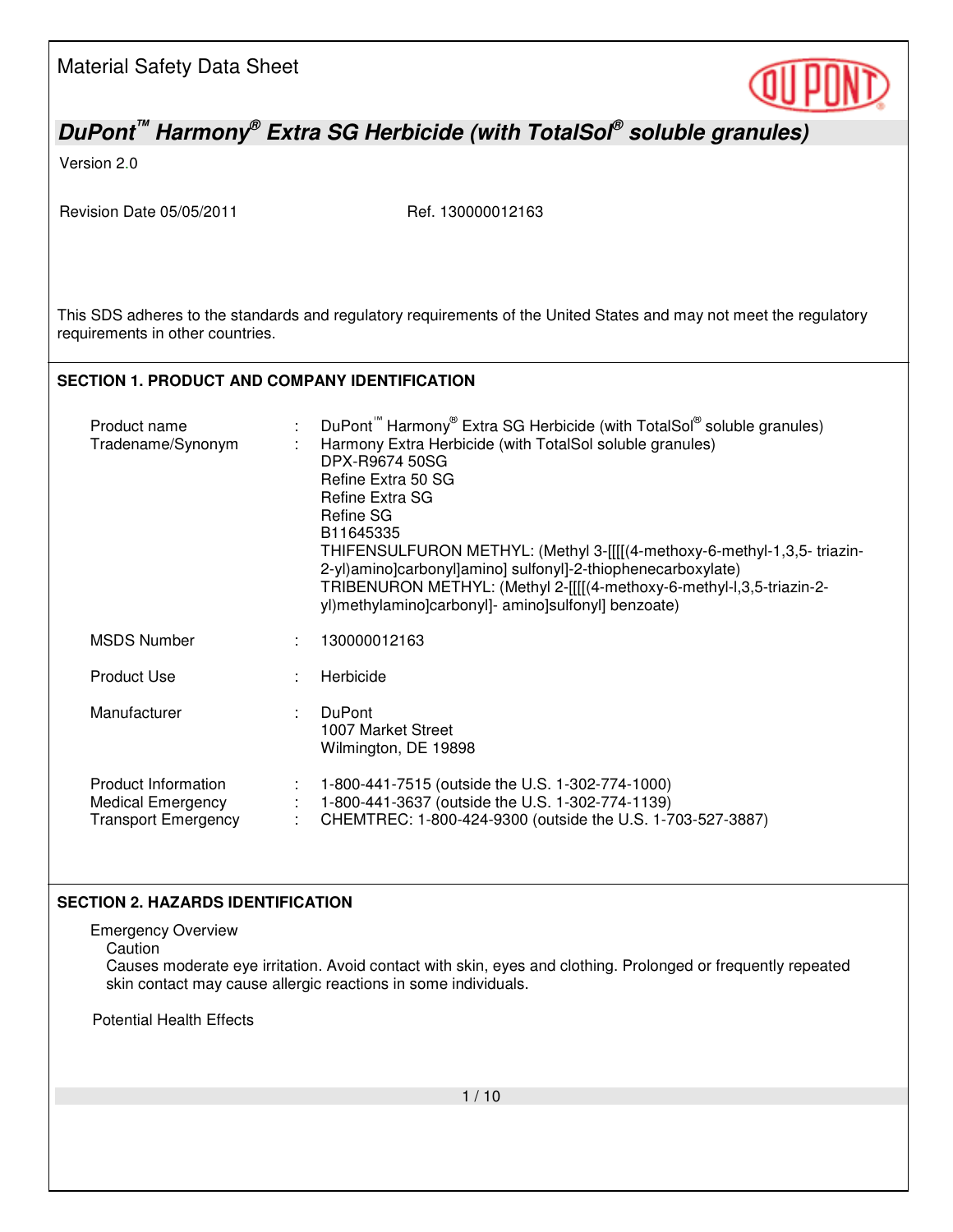Material Safety Data Sheet

# DuPont™ Harmony® Extra SG Herbicide (with TotalSol® soluble granules)

Version 2.0

Revision Date 05/05/2011 Ref. 130000012163

This SDS adheres to the standards and regulatory requirements of the United States and may not meet the regulatory requirements in other countries.

## SECTION 1. PRODUCT AND COMPANY IDENTIFICATION

| | | |
|---|---|---|
| Product name | : | DuPont™ Harmony® Extra SG Herbicide (with TotalSol® soluble granules) |
| Tradename/Synonym | : | Harmony Extra Herbicide (with TotalSol soluble granules)<br>DPX-R9674 50SG<br>Refine Extra 50 SG<br>Refine Extra SG<br>Refine SG<br>B11645335<br>THIFENSULFURON METHYL: (Methyl 3-[[[[(4-methoxy-6-methyl-1,3,5- triazin-2-yl)amino]carbonyl]amino] sulfonyl]-2-thiophenecarboxylate)<br>TRIBENURON METHYL: (Methyl 2-[[[[(4-methoxy-6-methyl-l,3,5-triazin-2-yl)methylamino]carbonyl]- amino]sulfonyl] benzoate) |
| MSDS Number | : | 130000012163 |
| Product Use | : | Herbicide |
| Manufacturer | : | DuPont<br>1007 Market Street<br>Wilmington, DE 19898 |
| Product Information | : | 1-800-441-7515 (outside the U.S. 1-302-774-1000) |
| Medical Emergency | : | 1-800-441-3637 (outside the U.S. 1-302-774-1139) |
| Transport Emergency | : | CHEMTREC: 1-800-424-9300 (outside the U.S. 1-703-527-3887) |

## SECTION 2. HAZARDS IDENTIFICATION

Emergency Overview

Caution

Causes moderate eye irritation. Avoid contact with skin, eyes and clothing. Prolonged or frequently repeated skin contact may cause allergic reactions in some individuals.

Potential Health Effects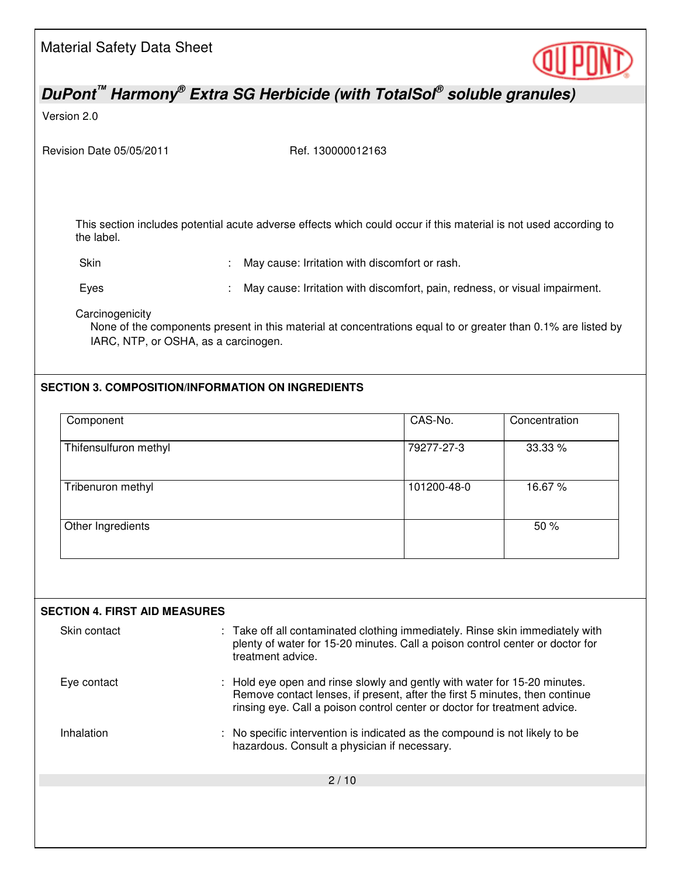This section includes potential acute adverse effects which could occur if this material is not used according to the label.

Skin : May cause: Irritation with discomfort or rash.

Eyes : May cause: Irritation with discomfort, pain, redness, or visual impairment.

Carcinogenicity

None of the components present in this material at concentrations equal to or greater than 0.1% are listed by IARC, NTP, or OSHA, as a carcinogen.

## SECTION 3. COMPOSITION/INFORMATION ON INGREDIENTS

| Component | CAS-No. | Concentration |
|---|---|---|
| Thifensulfuron methyl | 79277-27-3 | 33.33 % |
| Tribenuron methyl | 101200-48-0 | 16.67 % |
| Other Ingredients | | 50 % |

## SECTION 4. FIRST AID MEASURES

Skin contact : Take off all contaminated clothing immediately. Rinse skin immediately with plenty of water for 15-20 minutes. Call a poison control center or doctor for treatment advice.

Eye contact : Hold eye open and rinse slowly and gently with water for 15-20 minutes. Remove contact lenses, if present, after the first 5 minutes, then continue rinsing eye. Call a poison control center or doctor for treatment advice.

Inhalation : No specific intervention is indicated as the compound is not likely to be hazardous. Consult a physician if necessary.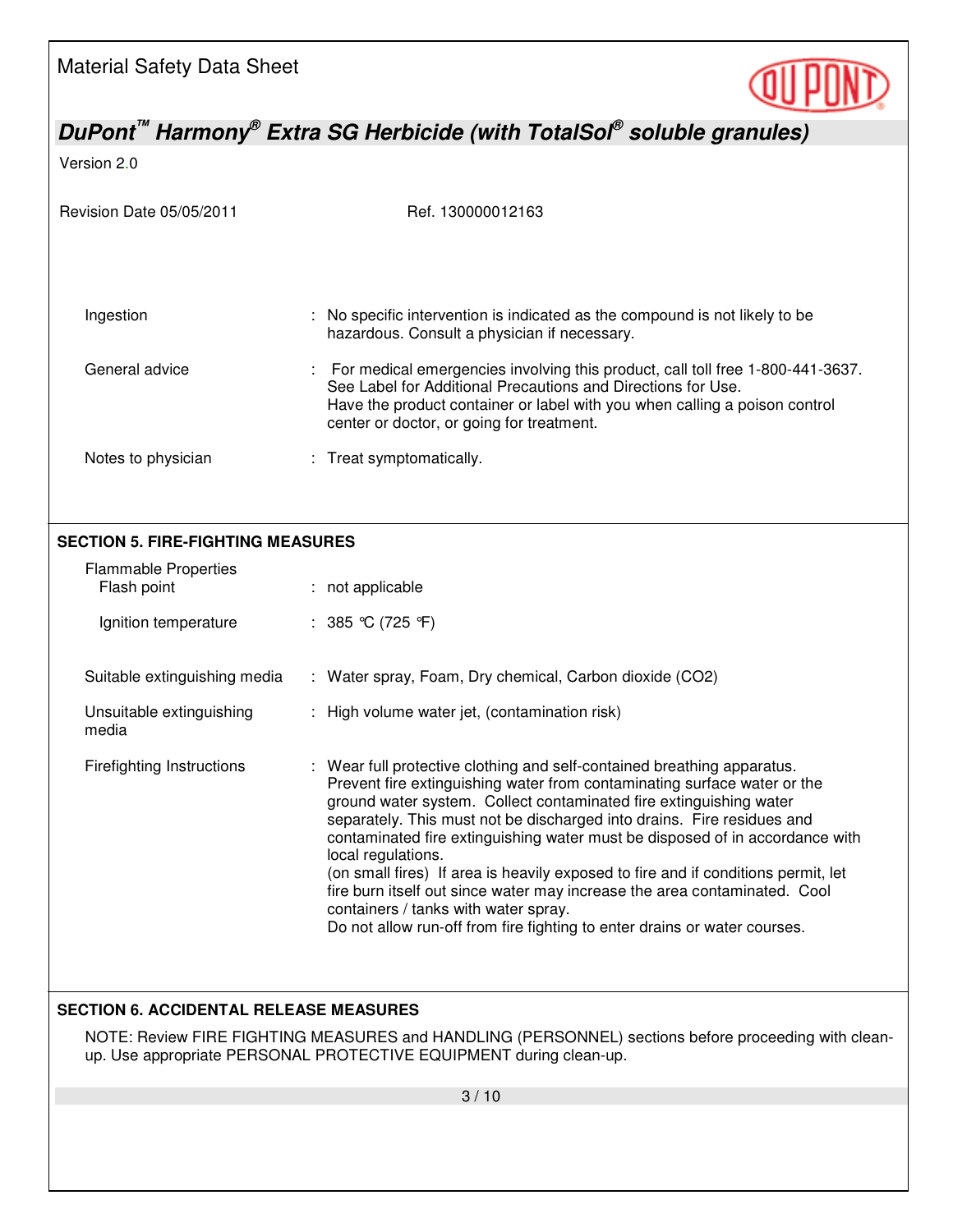| | |
|---|---|
| Ingestion | : No specific intervention is indicated as the compound is not likely to be hazardous. Consult a physician if necessary. |
| General advice | : For medical emergencies involving this product, call toll free 1-800-441-3637. See Label for Additional Precautions and Directions for Use. Have the product container or label with you when calling a poison control center or doctor, or going for treatment. |
| Notes to physician | : Treat symptomatically. |

## SECTION 5. FIRE-FIGHTING MEASURES

| | |
|---|---|
| Flammable Properties | |
| Flash point | : not applicable |
| Ignition temperature | : 385 °C (725 °F) |
| Suitable extinguishing media | : Water spray, Foam, Dry chemical, Carbon dioxide ($CO_2$) |
| Unsuitable extinguishing media | : High volume water jet, (contamination risk) |
| Firefighting Instructions | : Wear full protective clothing and self-contained breathing apparatus. Prevent fire extinguishing water from contaminating surface water or the ground water system. Collect contaminated fire extinguishing water separately. This must not be discharged into drains. Fire residues and contaminated fire extinguishing water must be disposed of in accordance with local regulations. (on small fires) If area is heavily exposed to fire and if conditions permit, let fire burn itself out since water may increase the area contaminated. Cool containers / tanks with water spray. Do not allow run-off from fire fighting to enter drains or water courses. |

## SECTION 6. ACCIDENTAL RELEASE MEASURES

NOTE: Review FIRE FIGHTING MEASURES and HANDLING (PERSONNEL) sections before proceeding with clean-up. Use appropriate PERSONAL PROTECTIVE EQUIPMENT during clean-up.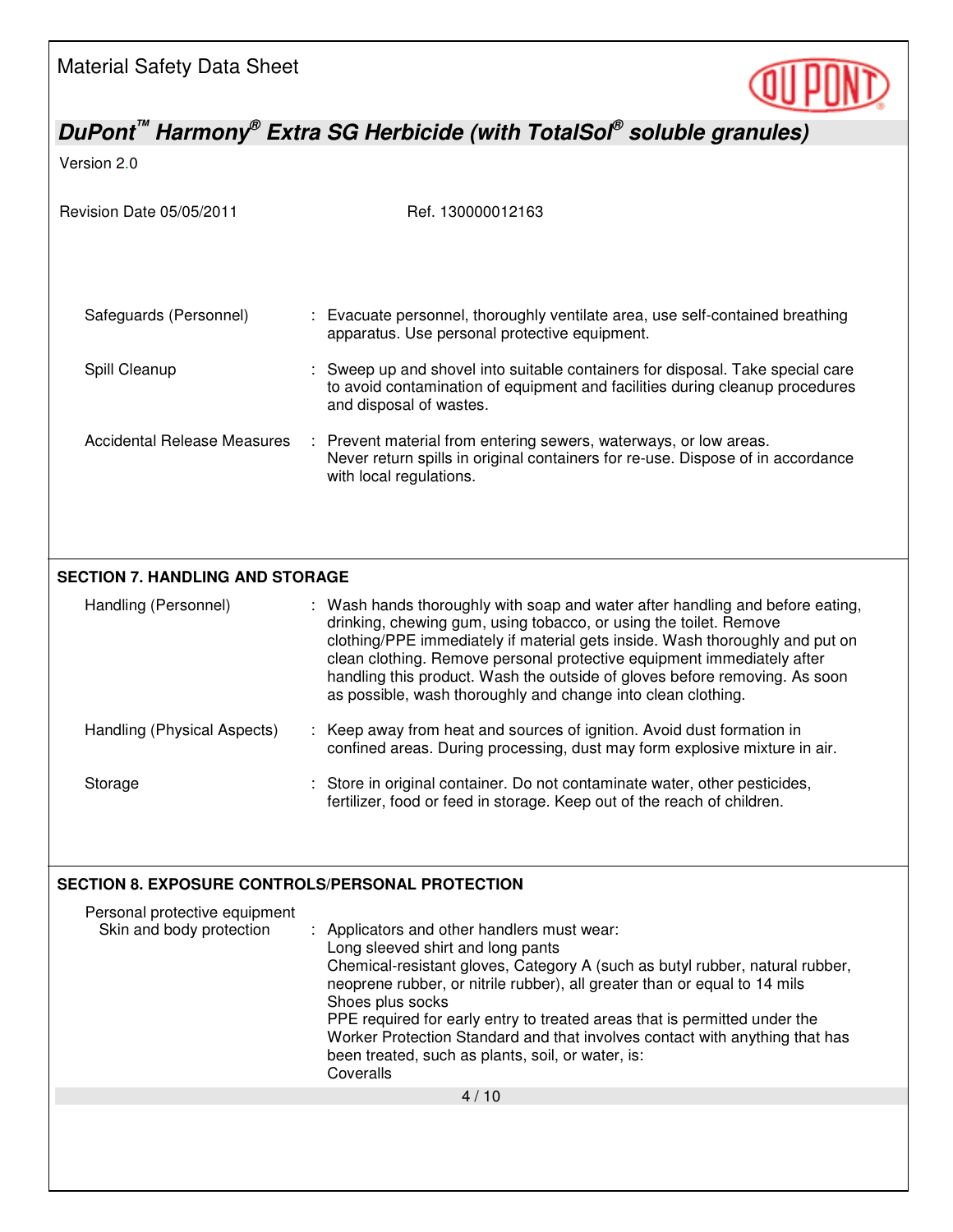| | |
|---|---|
| Safeguards (Personnel) | : Evacuate personnel, thoroughly ventilate area, use self-contained breathing apparatus. Use personal protective equipment. |
| Spill Cleanup | : Sweep up and shovel into suitable containers for disposal. Take special care to avoid contamination of equipment and facilities during cleanup procedures and disposal of wastes. |
| Accidental Release Measures | : Prevent material from entering sewers, waterways, or low areas. Never return spills in original containers for re-use. Dispose of in accordance with local regulations. |

## SECTION 7. HANDLING AND STORAGE

| | |
|---|---|
| Handling (Personnel) | : Wash hands thoroughly with soap and water after handling and before eating, drinking, chewing gum, using tobacco, or using the toilet. Remove clothing/PPE immediately if material gets inside. Wash thoroughly and put on clean clothing. Remove personal protective equipment immediately after handling this product. Wash the outside of gloves before removing. As soon as possible, wash thoroughly and change into clean clothing. |
| Handling (Physical Aspects) | : Keep away from heat and sources of ignition. Avoid dust formation in confined areas. During processing, dust may form explosive mixture in air. |
| Storage | : Store in original container. Do not contaminate water, other pesticides, fertilizer, food or feed in storage. Keep out of the reach of children. |

## SECTION 8. EXPOSURE CONTROLS/PERSONAL PROTECTION

Personal protective equipment

| | |
|---|---|
| Skin and body protection | : Applicators and other handlers must wear:<br>Long sleeved shirt and long pants<br>Chemical-resistant gloves, Category A (such as butyl rubber, natural rubber, neoprene rubber, or nitrile rubber), all greater than or equal to 14 mils<br>Shoes plus socks<br>PPE required for early entry to treated areas that is permitted under the Worker Protection Standard and that involves contact with anything that has been treated, such as plants, soil, or water, is:<br>Coveralls |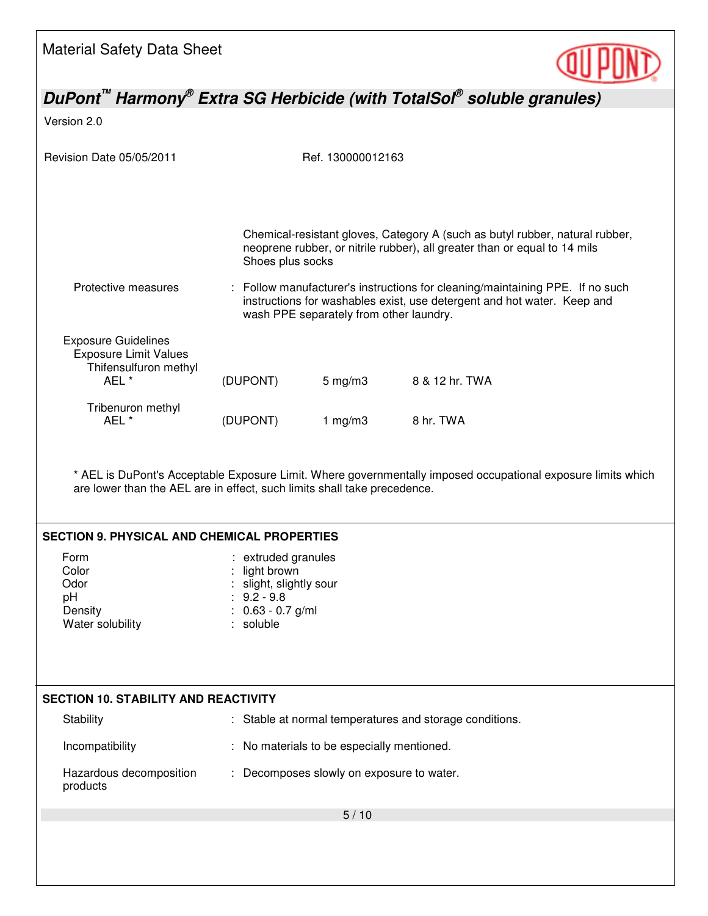Chemical-resistant gloves, Category A (such as butyl rubber, natural rubber, neoprene rubber, or nitrile rubber), all greater than or equal to 14 mils
Shoes plus socks

Protective measures : Follow manufacturer's instructions for cleaning/maintaining PPE. If no such instructions for washables exist, use detergent and hot water. Keep and wash PPE separately from other laundry.

Exposure Guidelines

Exposure Limit Values

| | | | |
|---|---|---|---|
| **Thifensulfuron methyl** | | | |
| AEL * | (DUPONT) | 5 mg/m3 | 8 & 12 hr. TWA |
| **Tribenuron methyl** | | | |
| AEL * | (DUPONT) | 1 mg/m3 | 8 hr. TWA |

* AEL is DuPont's Acceptable Exposure Limit. Where governmentally imposed occupational exposure limits which are lower than the AEL are in effect, such limits shall take precedence.

## SECTION 9. PHYSICAL AND CHEMICAL PROPERTIES

| | |
|---|---|
| Form | : extruded granules |
| Color | : light brown |
| Odor | : slight, slightly sour |
| pH | : 9.2 - 9.8 |
| Density | : 0.63 - 0.7 g/ml |
| Water solubility | : soluble |

## SECTION 10. STABILITY AND REACTIVITY

| | |
|---|---|
| Stability | : Stable at normal temperatures and storage conditions. |
| Incompatibility | : No materials to be especially mentioned. |
| Hazardous decomposition products | : Decomposes slowly on exposure to water. |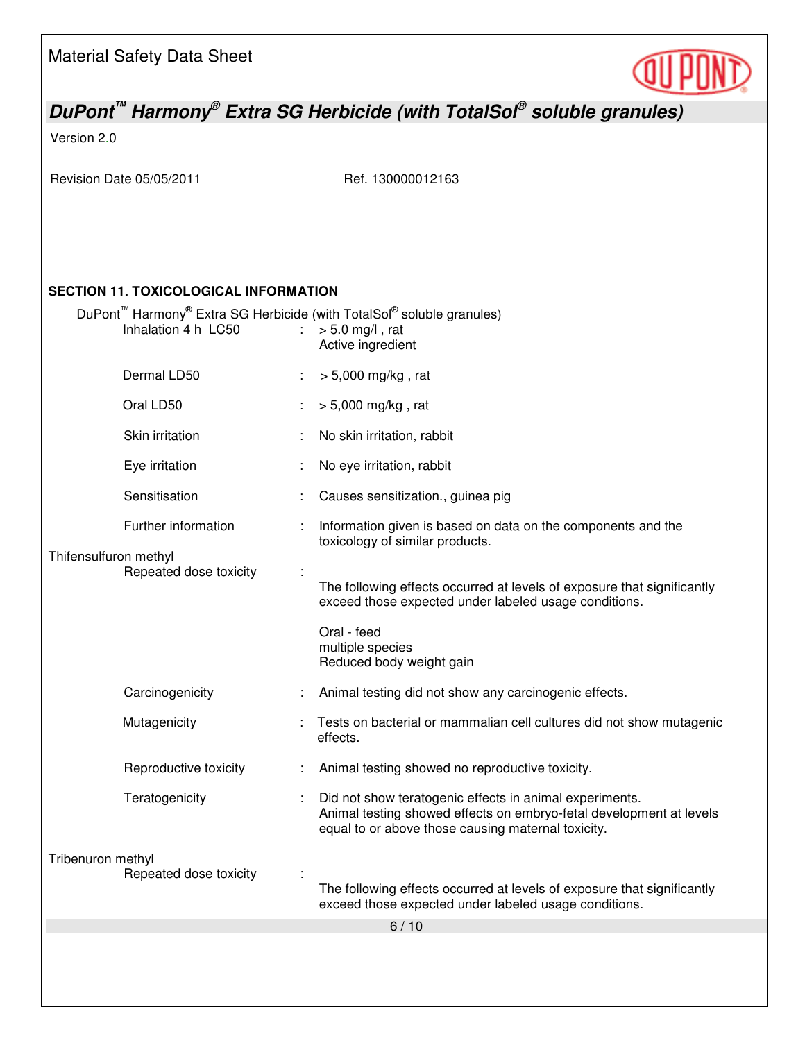## SECTION 11. TOXICOLOGICAL INFORMATION

DuPont™ Harmony® Extra SG Herbicide (with TotalSol® soluble granules)

| | | |
|---|---|---|
| Inhalation 4 h LC50 | : | > 5.0 mg/l , rat<br>Active ingredient |
| Dermal LD50 | : | > 5,000 mg/kg , rat |
| Oral LD50 | : | > 5,000 mg/kg , rat |
| Skin irritation | : | No skin irritation, rabbit |
| Eye irritation | : | No eye irritation, rabbit |
| Sensitisation | : | Causes sensitization., guinea pig |
| Further information | : | Information given is based on data on the components and the toxicology of similar products. |

Thifensulfuron methyl

| | | |
|---|---|---|
| Repeated dose toxicity | : | The following effects occurred at levels of exposure that significantly exceed those expected under labeled usage conditions.<br><br>Oral - feed<br>multiple species<br>Reduced body weight gain |
| Carcinogenicity | : | Animal testing did not show any carcinogenic effects. |
| Mutagenicity | : | Tests on bacterial or mammalian cell cultures did not show mutagenic effects. |
| Reproductive toxicity | : | Animal testing showed no reproductive toxicity. |
| Teratogenicity | : | Did not show teratogenic effects in animal experiments.<br>Animal testing showed effects on embryo-fetal development at levels equal to or above those causing maternal toxicity. |

Tribenuron methyl

| | | |
|---|---|---|
| Repeated dose toxicity | : | The following effects occurred at levels of exposure that significantly exceed those expected under labeled usage conditions. |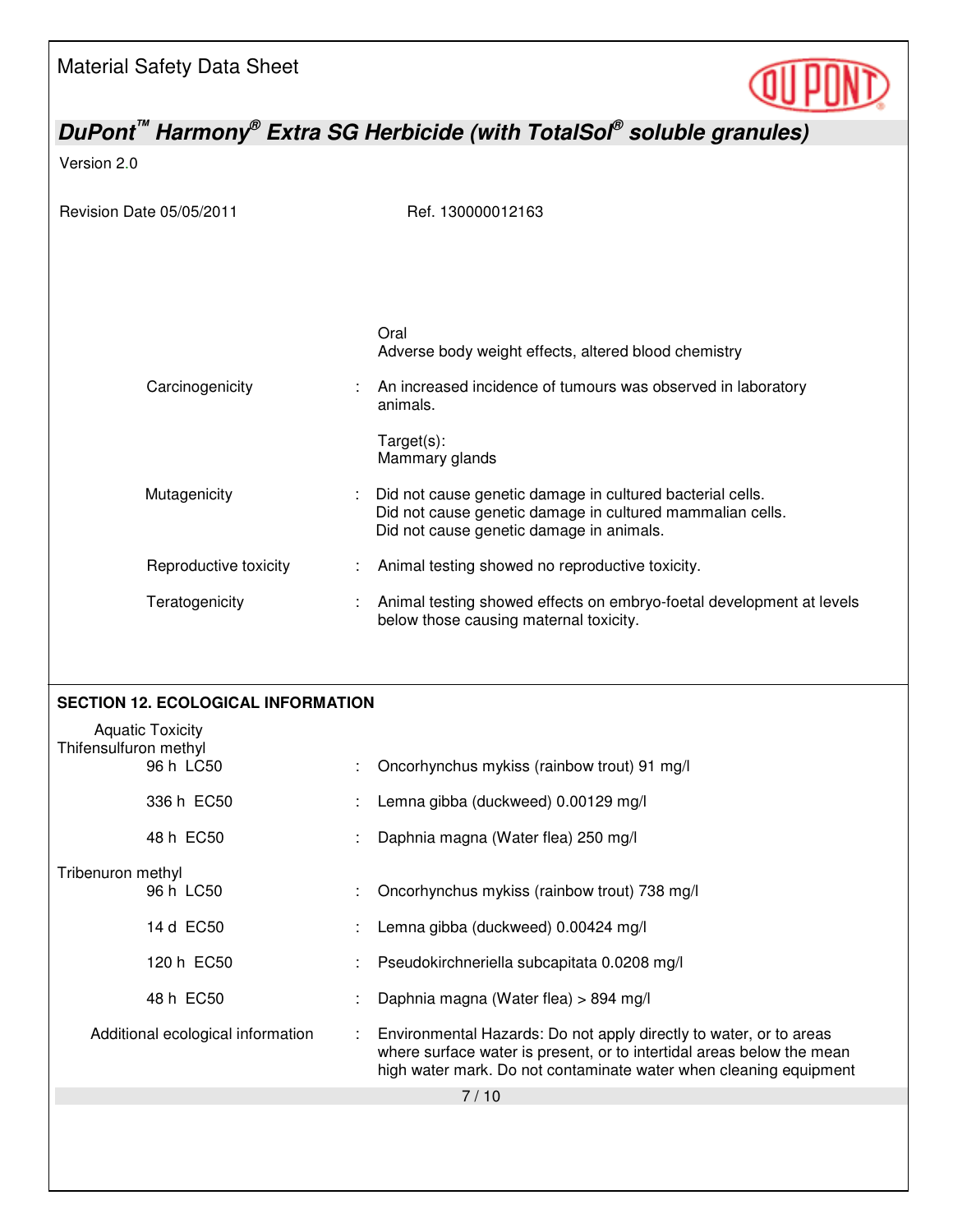| | | |
|---|---|---|
| | | Oral<br>Adverse body weight effects, altered blood chemistry |
| Carcinogenicity | : | An increased incidence of tumours was observed in laboratory animals.<br><br>Target(s):<br>Mammary glands |
| Mutagenicity | : | Did not cause genetic damage in cultured bacterial cells.<br>Did not cause genetic damage in cultured mammalian cells.<br>Did not cause genetic damage in animals. |
| Reproductive toxicity | : | Animal testing showed no reproductive toxicity. |
| Teratogenicity | : | Animal testing showed effects on embryo-foetal development at levels below those causing maternal toxicity. |

## SECTION 12. ECOLOGICAL INFORMATION

**Aquatic Toxicity**

**Thifensulfuron methyl**

| | | |
|---|---|---|
| 96 h LC50 | : | Oncorhynchus mykiss (rainbow trout) 91 mg/l |
| 336 h EC50 | : | Lemna gibba (duckweed) 0.00129 mg/l |
| 48 h EC50 | : | Daphnia magna (Water flea) 250 mg/l |

**Tribenuron methyl**

| | | |
|---|---|---|
| 96 h LC50 | : | Oncorhynchus mykiss (rainbow trout) 738 mg/l |
| 14 d EC50 | : | Lemna gibba (duckweed) 0.00424 mg/l |
| 120 h EC50 | : | Pseudokirchneriella subcapitata 0.0208 mg/l |
| 48 h EC50 | : | Daphnia magna (Water flea) > 894 mg/l |

| | | |
|---|---|---|
| Additional ecological information | : | Environmental Hazards: Do not apply directly to water, or to areas where surface water is present, or to intertidal areas below the mean high water mark. Do not contaminate water when cleaning equipment |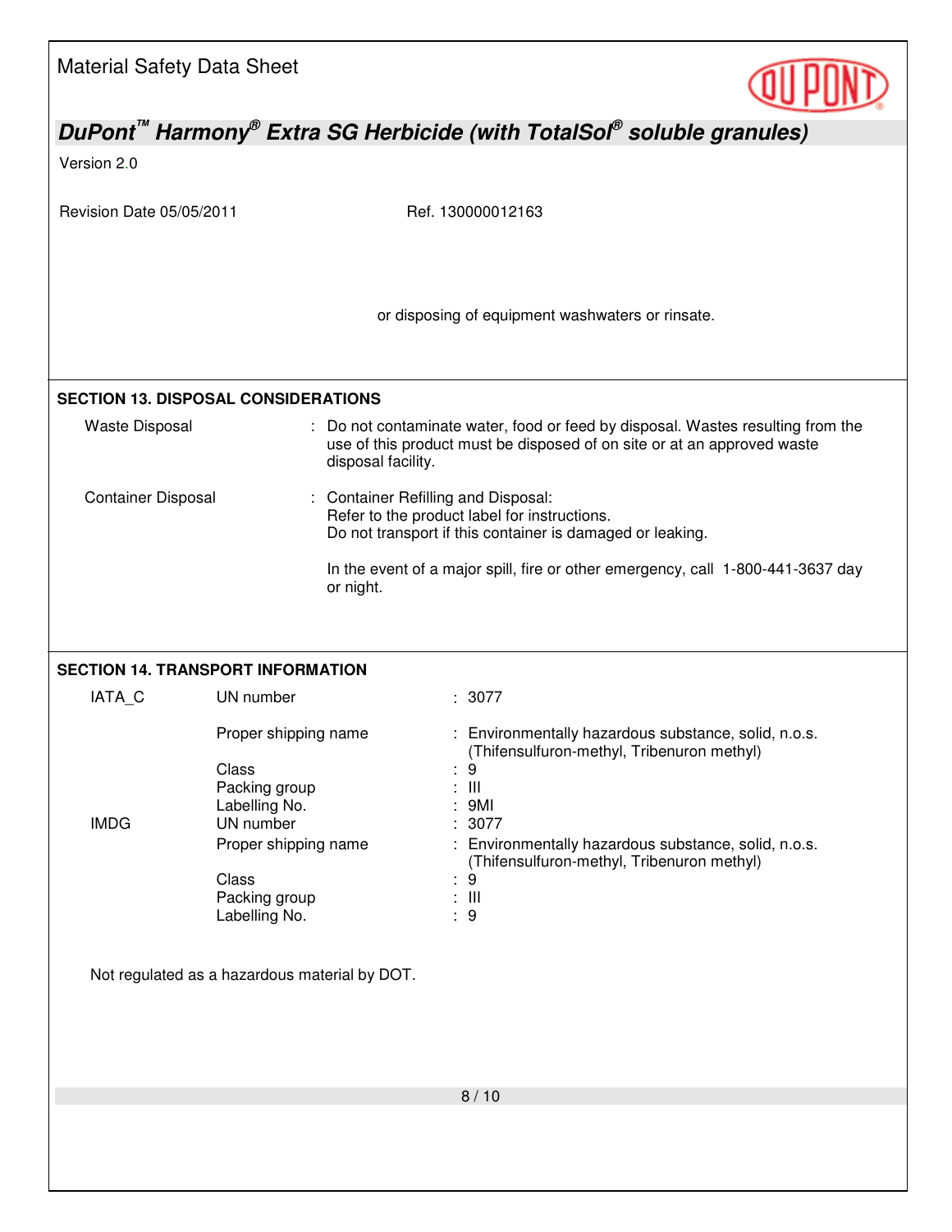or disposing of equipment washwaters or rinsate.

## SECTION 13. DISPOSAL CONSIDERATIONS

| | |
|---|---|
| Waste Disposal | : Do not contaminate water, food or feed by disposal. Wastes resulting from the use of this product must be disposed of on site or at an approved waste disposal facility. |
| Container Disposal | : Container Refilling and Disposal: Refer to the product label for instructions. Do not transport if this container is damaged or leaking. |
| | In the event of a major spill, fire or other emergency, call 1-800-441-3637 day or night. |

## SECTION 14. TRANSPORT INFORMATION

| | | |
|---|---|---|
| IATA_C | UN number | : 3077 |
| | Proper shipping name | : Environmentally hazardous substance, solid, n.o.s. (Thifensulfuron-methyl, Tribenuron methyl) |
| | Class | : 9 |
| | Packing group | : III |
| | Labelling No. | : 9MI |
| IMDG | UN number | : 3077 |
| | Proper shipping name | : Environmentally hazardous substance, solid, n.o.s. (Thifensulfuron-methyl, Tribenuron methyl) |
| | Class | : 9 |
| | Packing group | : III |
| | Labelling No. | : 9 |

Not regulated as a hazardous material by DOT.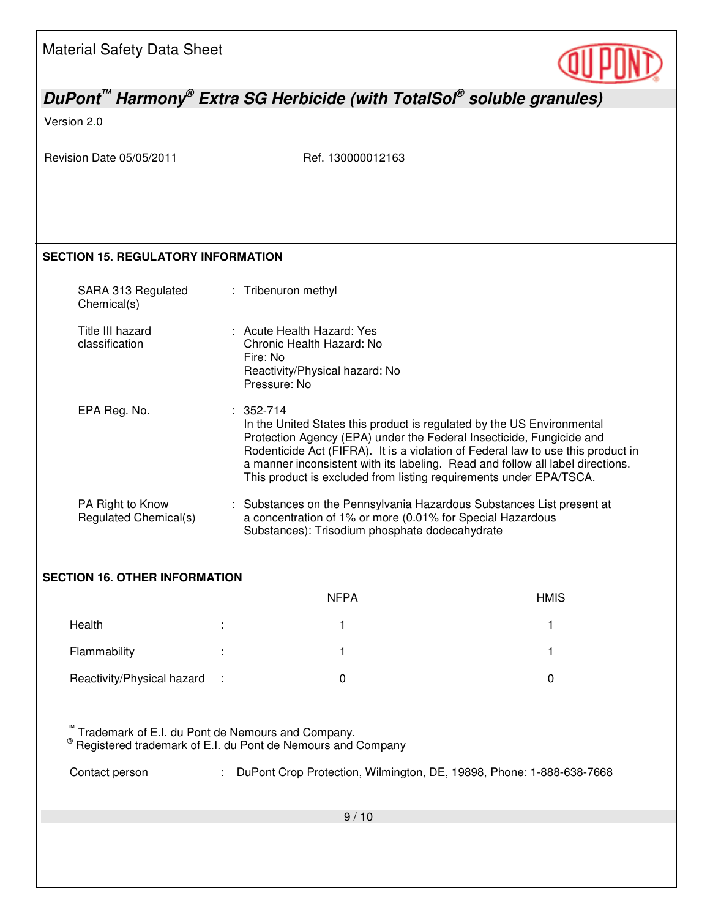## SECTION 15. REGULATORY INFORMATION

| | | |
|---|---|---|
| SARA 313 Regulated Chemical(s) | : | Tribenuron methyl |
| Title III hazard classification | : | Acute Health Hazard: Yes<br>Chronic Health Hazard: No<br>Fire: No<br>Reactivity/Physical hazard: No<br>Pressure: No |
| EPA Reg. No. | : | 352-714<br>In the United States this product is regulated by the US Environmental Protection Agency (EPA) under the Federal Insecticide, Fungicide and Rodenticide Act (FIFRA). It is a violation of Federal law to use this product in a manner inconsistent with its labeling. Read and follow all label directions. This product is excluded from listing requirements under EPA/TSCA. |
| PA Right to Know Regulated Chemical(s) | : | Substances on the Pennsylvania Hazardous Substances List present at a concentration of 1% or more (0.01% for Special Hazardous Substances): Trisodium phosphate dodecahydrate |

## SECTION 16. OTHER INFORMATION

| | | NFPA | HMIS |
|---|---|---|---|
| Health | : | 1 | 1 |
| Flammability | : | 1 | 1 |
| Reactivity/Physical hazard | : | 0 | 0 |

™ Trademark of E.I. du Pont de Nemours and Company.
® Registered trademark of E.I. du Pont de Nemours and Company

Contact person : DuPont Crop Protection, Wilmington, DE, 19898, Phone: 1-888-638-7668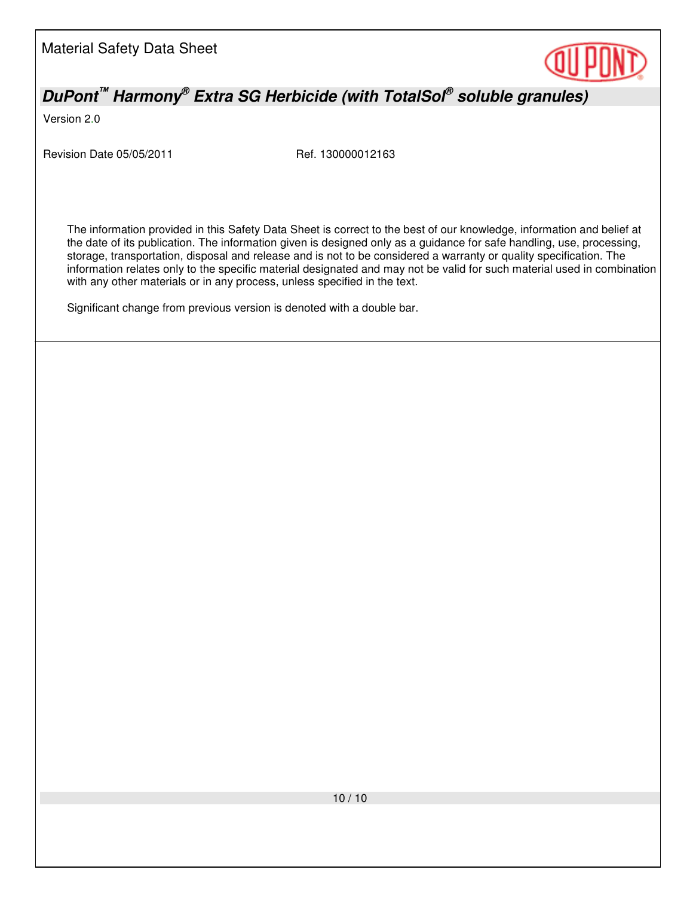The information provided in this Safety Data Sheet is correct to the best of our knowledge, information and belief at the date of its publication. The information given is designed only as a guidance for safe handling, use, processing, storage, transportation, disposal and release and is not to be considered a warranty or quality specification. The information relates only to the specific material designated and may not be valid for such material used in combination with any other materials or in any process, unless specified in the text.

Significant change from previous version is denoted with a double bar.